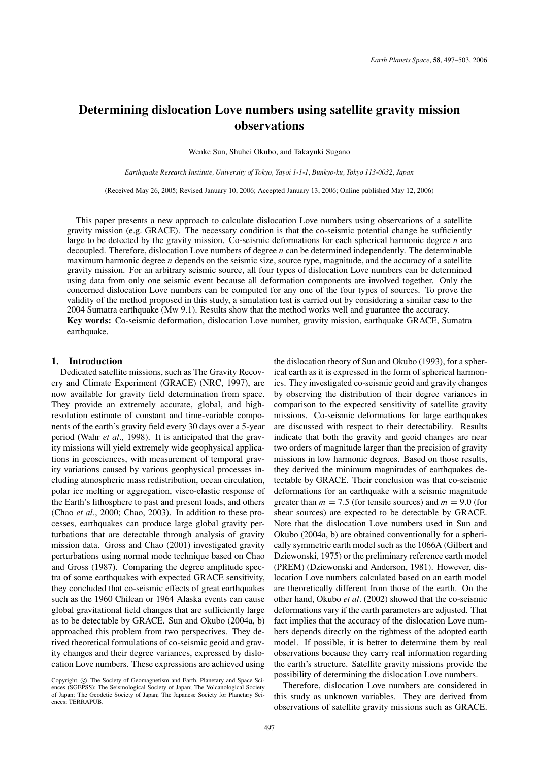# Determining dislocation Love numbers using satellite gravity mission observations

Wenke Sun, Shuhei Okubo, and Takayuki Sugano

*Earthquake Research Institute, University of Tokyo, Yayoi 1-1-1, Bunkyo-ku, Tokyo 113-0032, Japan*

(Received May 26, 2005; Revised January 10, 2006; Accepted January 13, 2006; Online published May 12, 2006)

This paper presents a new approach to calculate dislocation Love numbers using observations of a satellite gravity mission (e.g. GRACE). The necessary condition is that the co-seismic potential change be sufficiently large to be detected by the gravity mission. Co-seismic deformations for each spherical harmonic degree *n* are decoupled. Therefore, dislocation Love numbers of degree *n* can be determined independently. The determinable maximum harmonic degree *n* depends on the seismic size, source type, magnitude, and the accuracy of a satellite gravity mission. For an arbitrary seismic source, all four types of dislocation Love numbers can be determined using data from only one seismic event because all deformation components are involved together. Only the concerned dislocation Love numbers can be computed for any one of the four types of sources. To prove the validity of the method proposed in this study, a simulation test is carried out by considering a similar case to the 2004 Sumatra earthquake (Mw 9.1). Results show that the method works well and guarantee the accuracy.

**Key words:** Co-seismic deformation, dislocation Love number, gravity mission, earthquake GRACE, Sumatra earthquake.

## 1. Introduction

Dedicated satellite missions, such as The Gravity Recovery and Climate Experiment (GRACE) (NRC, 1997), are now available for gravity field determination from space. They provide an extremely accurate, global, and high-resolution estimate of constant and time-variable components of the earth's gravity field every 30 days over a 5-year period (Wahr *et al*., 1998). It is anticipated that the gravity missions will yield extremely wide geophysical applications in geosciences, with measurement of temporal gravity variations caused by various geophysical processes including atmospheric mass redistribution, ocean circulation, polar ice melting or aggregation, visco-elastic response of the Earth's lithosphere to past and present loads, and others (Chao *et al*., 2000; Chao, 2003). In addition to these processes, earthquakes can produce large global gravity perturbations that are detectable through analysis of gravity mission data. Gross and Chao (2001) investigated gravity perturbations using normal mode technique based on Chao and Gross (1987). Comparing the degree amplitude spectra of some earthquakes with expected GRACE sensitivity, they concluded that co-seismic effects of great earthquakes such as the 1960 Chilean or 1964 Alaska events can cause global gravitational field changes that are sufficiently large as to be detectable by GRACE. Sun and Okubo (2004a, b) approached this problem from two perspectives. They derived theoretical formulations of co-seismic geoid and gravity changes and their degree variances, expressed by dislocation Love numbers. These expressions are achieved using the dislocation theory of Sun and Okubo (1993), for a spherical earth as it is expressed in the form of spherical harmonics. They investigated co-seismic geoid and gravity changes by observing the distribution of their degree variances in comparison to the expected sensitivity of satellite gravity missions. Co-seismic deformations for large earthquakes are discussed with respect to their detectability. Results indicate that both the gravity and geoid changes are near two orders of magnitude larger than the precision of gravity missions in low harmonic degrees. Based on those results, they derived the minimum magnitudes of earthquakes detectable by GRACE. Their conclusion was that co-seismic deformations for an earthquake with a seismic magnitude greater than $m = 7.5$ (for tensile sources) and $m = 9.0$ (for shear sources) are expected to be detectable by GRACE. Note that the dislocation Love numbers used in Sun and Okubo (2004a, b) are obtained conventionally for a spherically symmetric earth model such as the 1066A (Gilbert and Dziewonski, 1975) or the preliminary reference earth model (PREM) (Dziewonski and Anderson, 1981). However, dislocation Love numbers calculated based on an earth model are theoretically different from those of the earth. On the other hand, Okubo *et al*. (2002) showed that the co-seismic deformations vary if the earth parameters are adjusted. That fact implies that the accuracy of the dislocation Love numbers depends directly on the rightness of the adopted earth model. If possible, it is better to determine them by real observations because they carry real information regarding the earth's structure. Satellite gravity missions provide the possibility of determining the dislocation Love numbers.

Therefore, dislocation Love numbers are considered in this study as unknown variables. They are derived from observations of satellite gravity missions such as GRACE.

Copyright © The Society of Geomagnetism and Earth, Planetary and Space Sciences (SGEPSS); The Seismological Society of Japan; The Volcanological Society of Japan; The Geodetic Society of Japan; The Japanese Society for Planetary Sciences; TERRAPUB.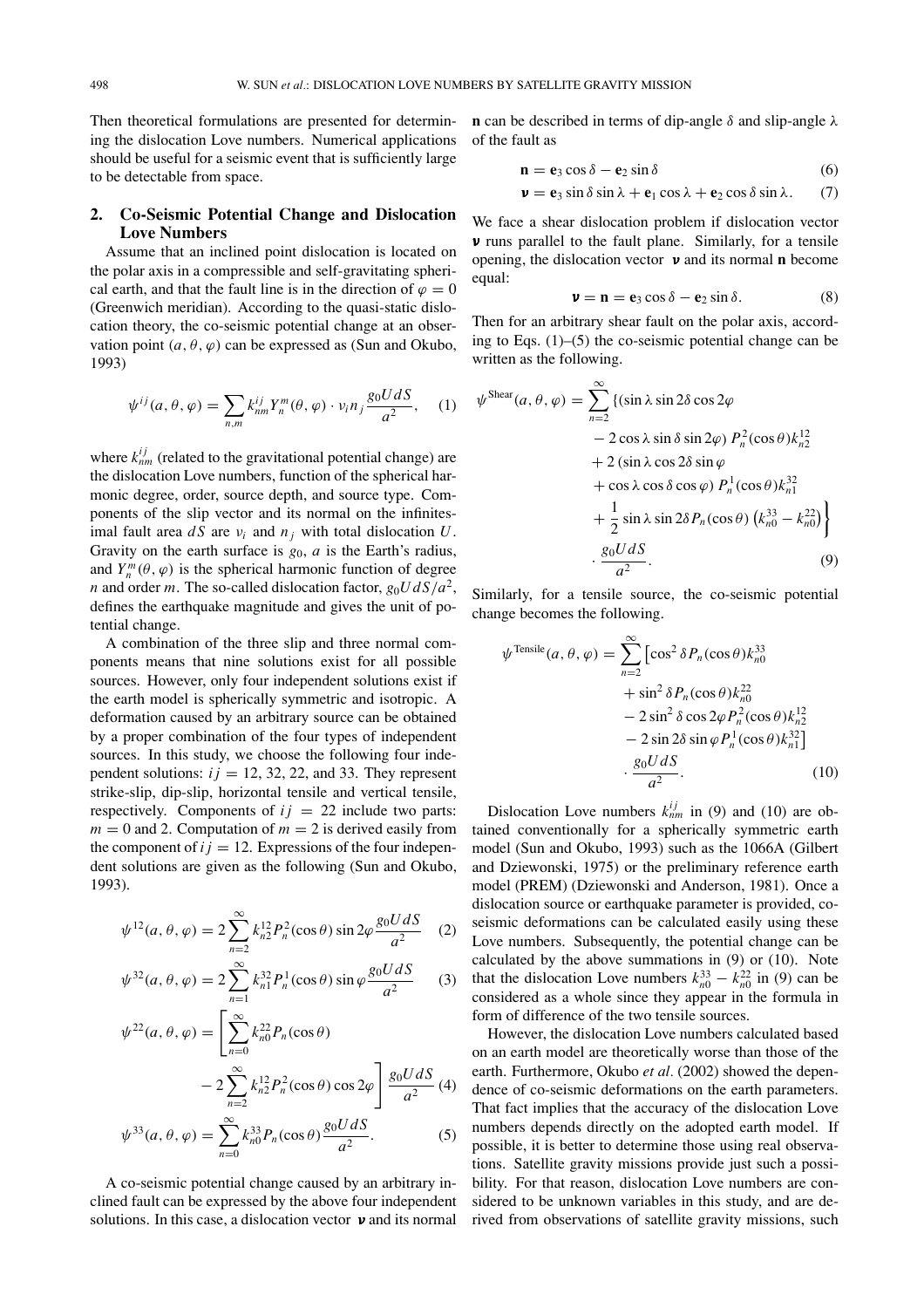Then theoretical formulations are presented for determining the dislocation Love numbers. Numerical applications should be useful for a seismic event that is sufficiently large to be detectable from space.

## 2. Co-Seismic Potential Change and Dislocation Love Numbers

Assume that an inclined point dislocation is located on the polar axis in a compressible and self-gravitating spherical earth, and that the fault line is in the direction of $\varphi = 0$ (Greenwich meridian). According to the quasi-static dislocation theory, the co-seismic potential change at an observation point $(a, \theta, \varphi)$ can be expressed as (Sun and Okubo, 1993)

$$\psi^{ij}(a, \theta, \varphi) = \sum_{n,m} k_{nm}^{ij} Y_n^m(\theta, \varphi) \cdot \nu_i n_j \frac{g_0 U dS}{a^2}, \quad (1)$$

where $k_{nm}^{ij}$ (related to the gravitational potential change) are the dislocation Love numbers, function of the spherical harmonic degree, order, source depth, and source type. Components of the slip vector and its normal on the infinitesimal fault area $dS$ are $\nu_i$ and $n_j$ with total dislocation $U$. Gravity on the earth surface is $g_0$, $a$ is the Earth's radius, and $Y_n^m(\theta, \varphi)$ is the spherical harmonic function of degree $n$ and order $m$. The so-called dislocation factor, $g_0 U dS/a^2$, defines the earthquake magnitude and gives the unit of potential change.

A combination of the three slip and three normal components means that nine solutions exist for all possible sources. However, only four independent solutions exist if the earth model is spherically symmetric and isotropic. A deformation caused by an arbitrary source can be obtained by a proper combination of the four types of independent sources. In this study, we choose the following four independent solutions: $ij$ = 12, 32, 22, and 33. They represent strike-slip, dip-slip, horizontal tensile and vertical tensile, respectively. Components of $ij = 22$ include two parts: $m = 0$ and 2. Computation of $m = 2$ is derived easily from the component of $ij = 12$. Expressions of the four independent solutions are given as the following (Sun and Okubo, 1993).

$$\psi^{12}(a, \theta, \varphi) = 2 \sum_{n=2}^{\infty} k_{n2}^{12} P_n^2(\cos\theta) \sin 2\varphi \frac{g_0 U dS}{a^2} \quad (2)$$

$$\psi^{32}(a, \theta, \varphi) = 2 \sum_{n=1}^{\infty} k_{n1}^{32} P_n^1(\cos\theta) \sin\varphi \frac{g_0 U dS}{a^2} \quad (3)$$

$$\psi^{22}(a, \theta, \varphi) = \left[ \sum_{n=0}^{\infty} k_{n0}^{22} P_n(\cos\theta) - 2 \sum_{n=2}^{\infty} k_{n2}^{12} P_n^2(\cos\theta) \cos 2\varphi \right] \frac{g_0 U dS}{a^2} \quad (4)$$

$$\psi^{33}(a, \theta, \varphi) = \sum_{n=0}^{\infty} k_{n0}^{33} P_n(\cos\theta) \frac{g_0 U dS}{a^2}. \quad (5)$$

A co-seismic potential change caused by an arbitrary inclined fault can be expressed by the above four independent solutions. In this case, a dislocation vector $\boldsymbol{\nu}$ and its normal $\mathbf{n}$ can be described in terms of dip-angle $\delta$ and slip-angle $\lambda$ of the fault as

$$\mathbf{n} = \mathbf{e}_3 \cos\delta - \mathbf{e}_2 \sin\delta \quad (6)$$

$$\boldsymbol{\nu} = \mathbf{e}_3 \sin\delta \sin\lambda + \mathbf{e}_1 \cos\lambda + \mathbf{e}_2 \cos\delta \sin\lambda. \quad (7)$$

We face a shear dislocation problem if dislocation vector $\boldsymbol{\nu}$ runs parallel to the fault plane. Similarly, for a tensile opening, the dislocation vector $\boldsymbol{\nu}$ and its normal $\mathbf{n}$ become equal:

$$\boldsymbol{\nu} = \mathbf{n} = \mathbf{e}_3 \cos\delta - \mathbf{e}_2 \sin\delta. \quad (8)$$

Then for an arbitrary shear fault on the polar axis, according to Eqs. (1)–(5) the co-seismic potential change can be written as the following.

$$\begin{aligned} \psi^{\text{Shear}}(a, \theta, \varphi) = \sum_{n=2}^{\infty} \Big\{ & (\sin\lambda \sin 2\delta \cos 2\varphi \\ & - 2\cos\lambda \sin\delta \sin 2\varphi) \, P_n^2(\cos\theta) k_{n2}^{12} \\ & + 2 \, (\sin\lambda \cos 2\delta \sin\varphi \\ & + \cos\lambda \cos\delta \cos\varphi) \, P_n^1(\cos\theta) k_{n1}^{32} \\ & + \frac{1}{2} \sin\lambda \sin 2\delta P_n(\cos\theta) \left( k_{n0}^{33} - k_{n0}^{22} \right) \Big\} \\ & \cdot \frac{g_0 U dS}{a^2}. \end{aligned} \quad (9)$$

Similarly, for a tensile source, the co-seismic potential change becomes the following.

$$\begin{aligned} \psi^{\text{Tensile}}(a, \theta, \varphi) = \sum_{n=2}^{\infty} \big[ & \cos^2\delta P_n(\cos\theta) k_{n0}^{33} \\ & + \sin^2\delta P_n(\cos\theta) k_{n0}^{22} \\ & - 2\sin^2\delta \cos 2\varphi P_n^2(\cos\theta) k_{n2}^{12} \\ & - 2\sin 2\delta \sin\varphi P_n^1(\cos\theta) k_{n1}^{32} \big] \\ & \cdot \frac{g_0 U dS}{a^2}. \end{aligned} \quad (10)$$

Dislocation Love numbers $k_{nm}^{ij}$ in (9) and (10) are obtained conventionally for a spherically symmetric earth model (Sun and Okubo, 1993) such as the 1066A (Gilbert and Dziewonski, 1975) or the preliminary reference earth model (PREM) (Dziewonski and Anderson, 1981). Once a dislocation source or earthquake parameter is provided, co-seismic deformations can be calculated easily using these Love numbers. Subsequently, the potential change can be calculated by the above summations in (9) or (10). Note that the dislocation Love numbers $k_{n0}^{33} - k_{n0}^{22}$ in (9) can be considered as a whole since they appear in the formula in form of difference of the two tensile sources.

However, the dislocation Love numbers calculated based on an earth model are theoretically worse than those of the earth. Furthermore, Okubo *et al.* (2002) showed the dependence of co-seismic deformations on the earth parameters. That fact implies that the accuracy of the dislocation Love numbers depends directly on the adopted earth model. If possible, it is better to determine those using real observations. Satellite gravity missions provide just such a possibility. For that reason, dislocation Love numbers are considered to be unknown variables in this study, and are derived from observations of satellite gravity missions, such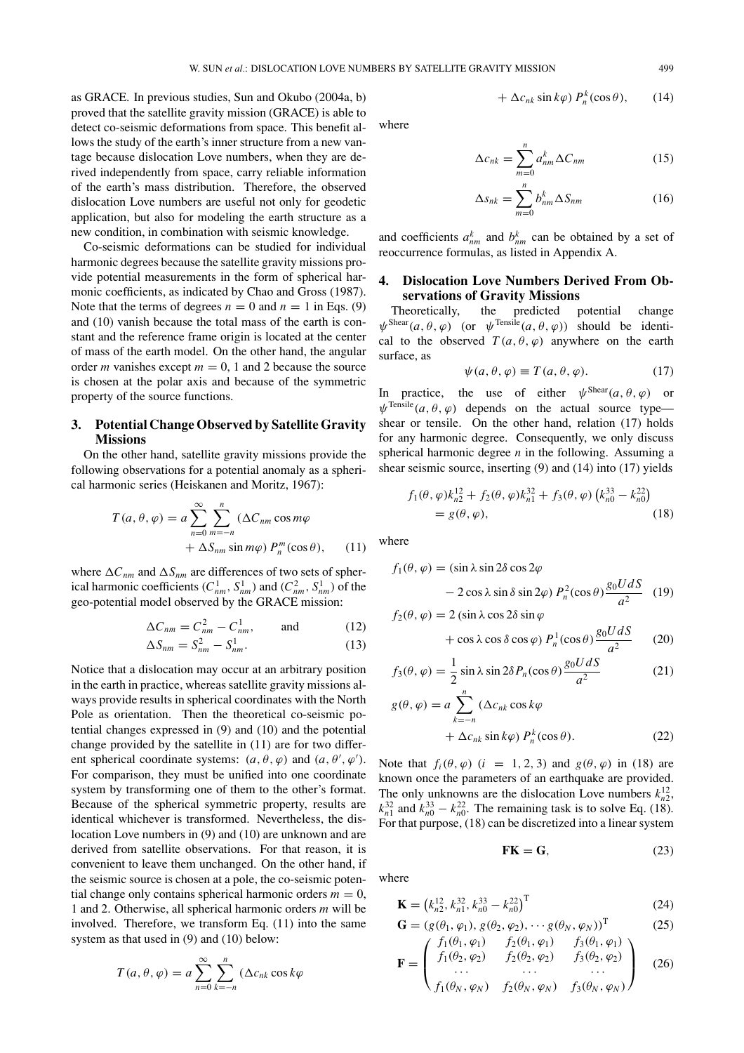as GRACE. In previous studies, Sun and Okubo (2004a, b) proved that the satellite gravity mission (GRACE) is able to detect co-seismic deformations from space. This benefit allows the study of the earth's inner structure from a new vantage because dislocation Love numbers, when they are derived independently from space, carry reliable information of the earth's mass distribution. Therefore, the observed dislocation Love numbers are useful not only for geodetic application, but also for modeling the earth structure as a new condition, in combination with seismic knowledge.

Co-seismic deformations can be studied for individual harmonic degrees because the satellite gravity missions provide potential measurements in the form of spherical harmonic coefficients, as indicated by Chao and Gross (1987). Note that the terms of degrees $n = 0$ and $n = 1$ in Eqs. (9) and (10) vanish because the total mass of the earth is constant and the reference frame origin is located at the center of mass of the earth model. On the other hand, the angular order $m$ vanishes except $m = 0$, 1 and 2 because the source is chosen at the polar axis and because of the symmetric property of the source functions.

## 3. Potential Change Observed by Satellite Gravity Missions

On the other hand, satellite gravity missions provide the following observations for a potential anomaly as a spherical harmonic series (Heiskanen and Moritz, 1967):

$$T(a, \theta, \varphi) = a \sum_{n=0}^{\infty} \sum_{m=-n}^{n} (\Delta C_{nm} \cos m\varphi + \Delta S_{nm} \sin m\varphi) P_n^m(\cos\theta), \tag{11}$$

where $\Delta C_{nm}$ and $\Delta S_{nm}$ are differences of two sets of spherical harmonic coefficients ($C_{nm}^1$, $S_{nm}^1$) and ($C_{nm}^2$, $S_{nm}^1$) of the geo-potential model observed by the GRACE mission:

$$\Delta C_{nm} = C_{nm}^2 - C_{nm}^1, \qquad \text{and} \tag{12}$$

$$\Delta S_{nm} = S_{nm}^2 - S_{nm}^1. \tag{13}$$

Notice that a dislocation may occur at an arbitrary position in the earth in practice, whereas satellite gravity missions always provide results in spherical coordinates with the North Pole as orientation. Then the theoretical co-seismic potential changes expressed in (9) and (10) and the potential change provided by the satellite in (11) are for two different spherical coordinate systems: $(a, \theta, \varphi)$ and $(a, \theta', \varphi')$. For comparison, they must be unified into one coordinate system by transforming one of them to the other's format. Because of the spherical symmetric property, results are identical whichever is transformed. Nevertheless, the dislocation Love numbers in (9) and (10) are unknown and are derived from satellite observations. For that reason, it is convenient to leave them unchanged. On the other hand, if the seismic source is chosen at a pole, the co-seismic potential change only contains spherical harmonic orders $m = 0$, 1 and 2. Otherwise, all spherical harmonic orders $m$ will be involved. Therefore, we transform Eq. (11) into the same system as that used in (9) and (10) below:

$$T(a, \theta, \varphi) = a \sum_{n=0}^{\infty} \sum_{k=-n}^{n} (\Delta c_{nk} \cos k\varphi + \Delta c_{nk} \sin k\varphi) P_n^k(\cos\theta), \tag{14}$$

where

$$\Delta c_{nk} = \sum_{m=0}^{n} a_{nm}^k \Delta C_{nm} \tag{15}$$

$$\Delta s_{nk} = \sum_{m=0}^{n} b_{nm}^k \Delta S_{nm} \tag{16}$$

and coefficients $a_{nm}^k$ and $b_{nm}^k$ can be obtained by a set of reoccurrence formulas, as listed in Appendix A.

## 4. Dislocation Love Numbers Derived From Observations of Gravity Missions

Theoretically, the predicted potential change $\psi^{\text{Shear}}(a, \theta, \varphi)$ (or $\psi^{\text{Tensile}}(a, \theta, \varphi)$) should be identical to the observed $T(a, \theta, \varphi)$ anywhere on the earth surface, as

$$\psi(a, \theta, \varphi) \equiv T(a, \theta, \varphi). \tag{17}$$

In practice, the use of either $\psi^{\text{Shear}}(a, \theta, \varphi)$ or $\psi^{\text{Tensile}}(a, \theta, \varphi)$ depends on the actual source type—shear or tensile. On the other hand, relation (17) holds for any harmonic degree. Consequently, we only discuss spherical harmonic degree $n$ in the following. Assuming a shear seismic source, inserting (9) and (14) into (17) yields

$$f_1(\theta, \varphi) k_{n2}^{12} + f_2(\theta, \varphi) k_{n1}^{32} + f_3(\theta, \varphi) \left(k_{n0}^{33} - k_{n0}^{22}\right) = g(\theta, \varphi), \tag{18}$$

where

$$f_1(\theta, \varphi) = (\sin\lambda \sin 2\delta \cos 2\varphi - 2\cos\lambda \sin\delta \sin 2\varphi) P_n^2(\cos\theta) \frac{g_0 U dS}{a^2} \tag{19}$$

$$f_2(\theta, \varphi) = 2(\sin\lambda \cos 2\delta \sin\varphi + \cos\lambda \cos\delta \cos\varphi) P_n^1(\cos\theta) \frac{g_0 U dS}{a^2} \tag{20}$$

$$f_3(\theta, \varphi) = \frac{1}{2} \sin\lambda \sin 2\delta P_n(\cos\theta) \frac{g_0 U dS}{a^2} \tag{21}$$

$$g(\theta, \varphi) = a \sum_{k=-n}^{n} (\Delta c_{nk} \cos k\varphi + \Delta c_{nk} \sin k\varphi) P_n^k(\cos\theta). \tag{22}$$

Note that $f_i(\theta, \varphi)$ $(i = 1, 2, 3)$ and $g(\theta, \varphi)$ in (18) are known once the parameters of an earthquake are provided. The only unknowns are the dislocation Love numbers $k_{n2}^{12}$, $k_{n1}^{32}$ and $k_{n0}^{33} - k_{n0}^{22}$. The remaining task is to solve Eq. (18). For that purpose, (18) can be discretized into a linear system

$$\mathbf{FK} = \mathbf{G}, \tag{23}$$

where

$$\mathbf{K} = \left(k_{n2}^{12}, k_{n1}^{32}, k_{n0}^{33} - k_{n0}^{22}\right)^{\mathrm{T}} \tag{24}$$

$$\mathbf{G} = \left(g(\theta_1, \varphi_1), g(\theta_2, \varphi_2), \cdots g(\theta_N, \varphi_N)\right)^{\mathrm{T}} \tag{25}$$

$$\mathbf{F} = \begin{pmatrix} f_1(\theta_1, \varphi_1) & f_2(\theta_1, \varphi_1) & f_3(\theta_1, \varphi_1) \\ f_1(\theta_2, \varphi_2) & f_2(\theta_2, \varphi_2) & f_3(\theta_2, \varphi_2) \\ \cdots & \cdots & \cdots \\ f_1(\theta_N, \varphi_N) & f_2(\theta_N, \varphi_N) & f_3(\theta_N, \varphi_N) \end{pmatrix} \tag{26}$$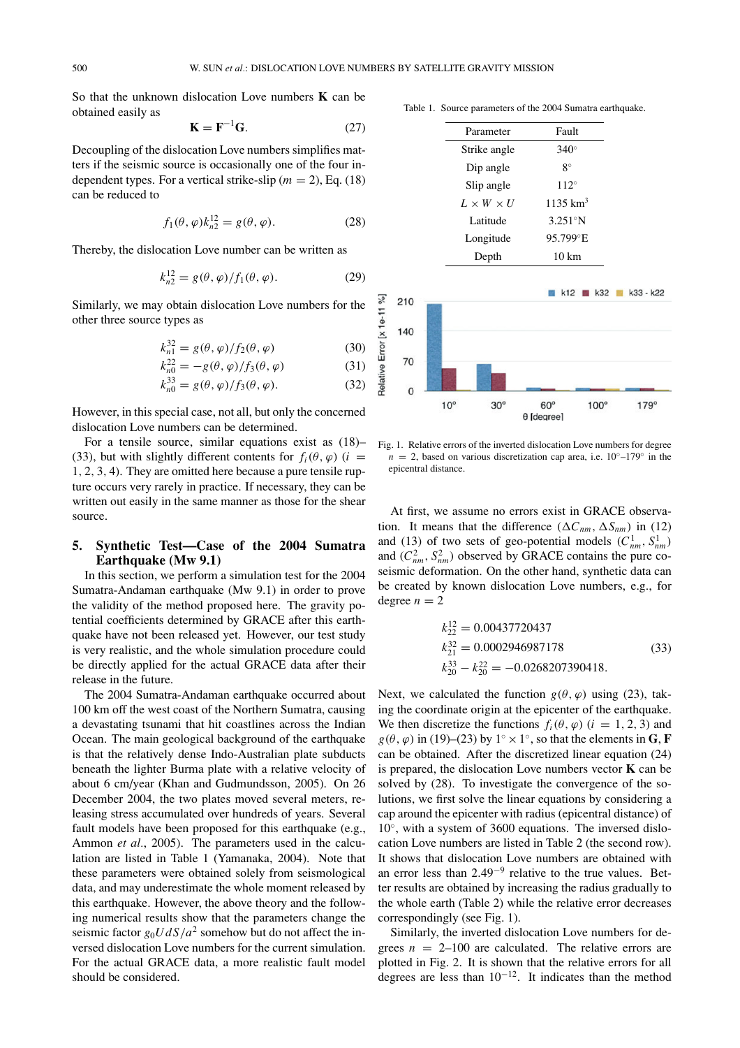So that the unknown dislocation Love numbers $\mathbf{K}$ can be obtained easily as

$$\mathbf{K} = \mathbf{F}^{-1}\mathbf{G}. \tag{27}$$

Decoupling of the dislocation Love numbers simplifies matters if the seismic source is occasionally one of the four independent types. For a vertical strike-slip ($m = 2$), Eq. (18) can be reduced to

$$f_1(\theta, \varphi)k_{n2}^{12} = g(\theta, \varphi). \tag{28}$$

Thereby, the dislocation Love number can be written as

$$k_{n2}^{12} = g(\theta, \varphi)/f_1(\theta, \varphi). \tag{29}$$

Similarly, we may obtain dislocation Love numbers for the other three source types as

$$k_{n1}^{32} = g(\theta, \varphi)/f_2(\theta, \varphi) \tag{30}$$

$$k_{n0}^{22} = -g(\theta, \varphi)/f_3(\theta, \varphi) \tag{31}$$

$$k_{n0}^{33} = g(\theta, \varphi)/f_3(\theta, \varphi). \tag{32}$$

However, in this special case, not all, but only the concerned dislocation Love numbers can be determined.

For a tensile source, similar equations exist as (18)–(33), but with slightly different contents for $f_i(\theta, \varphi)$ ($i = 1, 2, 3, 4$). They are omitted here because a pure tensile rupture occurs very rarely in practice. If necessary, they can be written out easily in the same manner as those for the shear source.

## 5. Synthetic Test—Case of the 2004 Sumatra Earthquake (Mw 9.1)

In this section, we perform a simulation test for the 2004 Sumatra-Andaman earthquake (Mw 9.1) in order to prove the validity of the method proposed here. The gravity potential coefficients determined by GRACE after this earthquake have not been released yet. However, our test study is very realistic, and the whole simulation procedure could be directly applied for the actual GRACE data after their release in the future.

The 2004 Sumatra-Andaman earthquake occurred about 100 km off the west coast of the Northern Sumatra, causing a devastating tsunami that hit coastlines across the Indian Ocean. The main geological background of the earthquake is that the relatively dense Indo-Australian plate subducts beneath the lighter Burma plate with a relative velocity of about 6 cm/year (Khan and Gudmundsson, 2005). On 26 December 2004, the two plates moved several meters, releasing stress accumulated over hundreds of years. Several fault models have been proposed for this earthquake (e.g., Ammon *et al.*, 2005). The parameters used in the calculation are listed in Table 1 (Yamanaka, 2004). Note that these parameters were obtained solely from seismological data, and may underestimate the whole moment released by this earthquake. However, the above theory and the following numerical results show that the parameters change the seismic factor $g_0 U dS/a^2$ somehow but do not affect the inversed dislocation Love numbers for the current simulation. For the actual GRACE data, a more realistic fault model should be considered.

Table 1. Source parameters of the 2004 Sumatra earthquake.

| Parameter | Fault |
|---|---|
| Strike angle | 340° |
| Dip angle | 8° |
| Slip angle | 112° |
| $L \times W \times U$ | 1135 km$^3$ |
| Latitude | 3.251°N |
| Longitude | 95.799°E |
| Depth | 10 km |

Fig. 1. Relative errors of the inverted dislocation Love numbers for degree $n = 2$, based on various discretization cap area, i.e. 10°–179° in the epicentral distance.

At first, we assume no errors exist in GRACE observation. It means that the difference ($\Delta C_{nm}$, $\Delta S_{nm}$) in (12) and (13) of two sets of geo-potential models ($C_{nm}^1$, $S_{nm}^1$) and ($C_{nm}^2$, $S_{nm}^2$) observed by GRACE contains the pure coseismic deformation. On the other hand, synthetic data can be created by known dislocation Love numbers, e.g., for degree $n = 2$

$$\begin{aligned} k_{22}^{12} &= 0.00437720437 \\ k_{21}^{32} &= 0.0002946987178 \\ k_{20}^{33} - k_{20}^{22} &= -0.0268207390418. \end{aligned} \tag{33}$$

Next, we calculated the function $g(\theta, \varphi)$ using (23), taking the coordinate origin at the epicenter of the earthquake. We then discretize the functions $f_i(\theta, \varphi)$ ($i = 1, 2, 3$) and $g(\theta, \varphi)$ in (19)–(23) by $1° \times 1°$, so that the elements in $\mathbf{G}$, $\mathbf{F}$ can be obtained. After the discretized linear equation (24) is prepared, the dislocation Love numbers vector $\mathbf{K}$ can be solved by (28). To investigate the convergence of the solutions, we first solve the linear equations by considering a cap around the epicenter with radius (epicentral distance) of 10°, with a system of 3600 equations. The inversed dislocation Love numbers are listed in Table 2 (the second row). It shows that dislocation Love numbers are obtained with an error less than $2.49^{-9}$ relative to the true values. Better results are obtained by increasing the radius gradually to the whole earth (Table 2) while the relative error decreases correspondingly (see Fig. 1).

Similarly, the inverted dislocation Love numbers for degrees $n = 2$–100 are calculated. The relative errors are plotted in Fig. 2. It is shown that the relative errors for all degrees are less than $10^{-12}$. It indicates than the method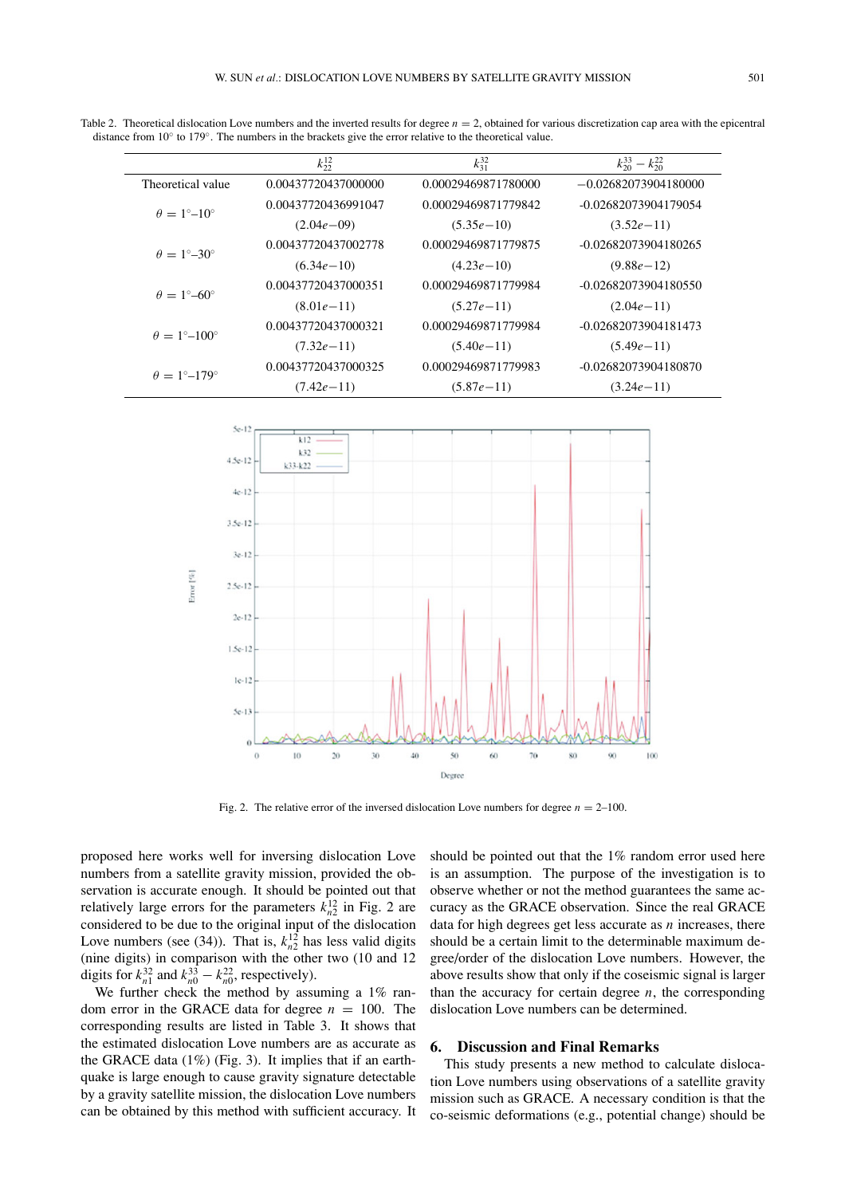Table 2. Theoretical dislocation Love numbers and the inverted results for degree $n = 2$, obtained for various discretization cap area with the epicentral distance from 10° to 179°. The numbers in the brackets give the error relative to the theoretical value.

| | $k_{22}^{12}$ | $k_{31}^{32}$ | $k_{20}^{33} - k_{20}^{22}$ |
|---|---|---|---|
| Theoretical value | 0.00437720437000000 | 0.00029469871780000 | −0.02682073904180000 |
| $\theta = 1°$–$10°$ | 0.00437720436991047 | 0.00029469871779842 | -0.02682073904179054 |
| | (2.04$e$−09) | (5.35$e$−10) | (3.52$e$−11) |
| $\theta = 1°$–$30°$ | 0.00437720437002778 | 0.00029469871779875 | -0.02682073904180265 |
| | (6.34$e$−10) | (4.23$e$−10) | (9.88$e$−12) |
| $\theta = 1°$–$60°$ | 0.00437720437000351 | 0.00029469871779984 | -0.02682073904180550 |
| | (8.01$e$−11) | (5.27$e$−11) | (2.04$e$−11) |
| $\theta = 1°$–$100°$ | 0.00437720437000321 | 0.00029469871779984 | -0.02682073904181473 |
| | (7.32$e$−11) | (5.40$e$−11) | (5.49$e$−11) |
| $\theta = 1°$–$179°$ | 0.00437720437000325 | 0.00029469871779983 | -0.02682073904180870 |
| | (7.42$e$−11) | (5.87$e$−11) | (3.24$e$−11) |

Fig. 2. The relative error of the inversed dislocation Love numbers for degree $n = 2$–100.

proposed here works well for inversing dislocation Love numbers from a satellite gravity mission, provided the observation is accurate enough. It should be pointed out that relatively large errors for the parameters $k_{n2}^{12}$ in Fig. 2 are considered to be due to the original input of the dislocation Love numbers (see (34)). That is, $k_{n2}^{12}$ has less valid digits (nine digits) in comparison with the other two (10 and 12 digits for $k_{n1}^{32}$ and $k_{n0}^{33} - k_{n0}^{22}$, respectively).

We further check the method by assuming a 1% random error in the GRACE data for degree $n = 100$. The corresponding results are listed in Table 3. It shows that the estimated dislocation Love numbers are as accurate as the GRACE data (1%) (Fig. 3). It implies that if an earthquake is large enough to cause gravity signature detectable by a gravity satellite mission, the dislocation Love numbers can be obtained by this method with sufficient accuracy. It should be pointed out that the 1% random error used here is an assumption. The purpose of the investigation is to observe whether or not the method guarantees the same accuracy as the GRACE observation. Since the real GRACE data for high degrees get less accurate as $n$ increases, there should be a certain limit to the determinable maximum degree/order of the dislocation Love numbers. However, the above results show that only if the coseismic signal is larger than the accuracy for certain degree $n$, the corresponding dislocation Love numbers can be determined.

## 6. Discussion and Final Remarks

This study presents a new method to calculate dislocation Love numbers using observations of a satellite gravity mission such as GRACE. A necessary condition is that the co-seismic deformations (e.g., potential change) should be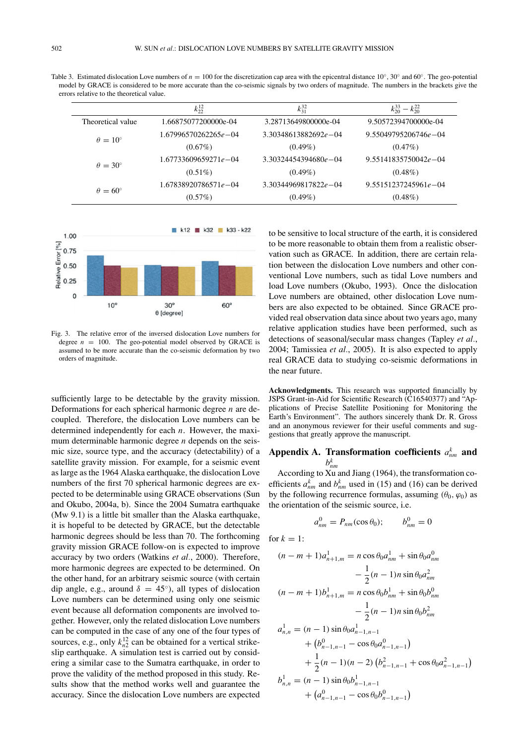Table 3. Estimated dislocation Love numbers of $n = 100$ for the discretization cap area with the epicentral distance 10°, 30° and 60°. The geo-potential model by GRACE is considered to be more accurate than the co-seismic signals by two orders of magnitude. The numbers in the brackets give the errors relative to the theoretical value.

| | $k_{22}^{12}$ | $k_{31}^{32}$ | $k_{20}^{33} - k_{20}^{22}$ |
|---|---|---|---|
| Theoretical value | 1.66875077200000e-04 | 3.28713649800000e-04 | 9.50572394700000e-04 |
| $\theta = 10°$ | 1.67996570262265$e$−04 | 3.30348613882692$e$−04 | 9.55049795206746$e$−04 |
| | (0.67%) | (0.49%) | (0.47%) |
| $\theta = 30°$ | 1.67733609659271$e$−04 | 3.30324454394680$e$−04 | 9.55141835750042$e$−04 |
| | (0.51%) | (0.49%) | (0.48%) |
| $\theta = 60°$ | 1.67838920786571$e$−04 | 3.30344969817822$e$−04 | 9.55151237245961$e$−04 |
| | (0.57%) | (0.49%) | (0.48%) |

Fig. 3. The relative error of the inversed dislocation Love numbers for degree $n = 100$. The geo-potential model observed by GRACE is assumed to be more accurate than the co-seismic deformation by two orders of magnitude.

sufficiently large to be detectable by the gravity mission. Deformations for each spherical harmonic degree $n$ are decoupled. Therefore, the dislocation Love numbers can be determined independently for each $n$. However, the maximum determinable harmonic degree $n$ depends on the seismic size, source type, and the accuracy (detectability) of a satellite gravity mission. For example, for a seismic event as large as the 1964 Alaska earthquake, the dislocation Love numbers of the first 70 spherical harmonic degrees are expected to be determinable using GRACE observations (Sun and Okubo, 2004a, b). Since the 2004 Sumatra earthquake (Mw 9.1) is a little bit smaller than the Alaska earthquake, it is hopeful to be detected by GRACE, but the detectable harmonic degrees should be less than 70. The forthcoming gravity mission GRACE follow-on is expected to improve accuracy by two orders (Watkins *et al.*, 2000). Therefore, more harmonic degrees are expected to be determined. On the other hand, for an arbitrary seismic source (with certain dip angle, e.g., around $\delta = 45°$), all types of dislocation Love numbers can be determined using only one seismic event because all deformation components are involved together. However, only the related dislocation Love numbers can be computed in the case of any one of the four types of sources, e.g., only $k_{n2}^{12}$ can be obtained for a vertical strike-slip earthquake. A simulation test is carried out by considering a similar case to the Sumatra earthquake, in order to prove the validity of the method proposed in this study. Results show that the method works well and guarantee the accuracy. Since the dislocation Love numbers are expected to be sensitive to local structure of the earth, it is considered to be more reasonable to obtain them from a realistic observation such as GRACE. In addition, there are certain relation between the dislocation Love numbers and other conventional Love numbers, such as tidal Love numbers and load Love numbers (Okubo, 1993). Once the dislocation Love numbers are obtained, other dislocation Love numbers are also expected to be obtained. Since GRACE provided real observation data since about two years ago, many relative application studies have been performed, such as detections of seasonal/secular mass changes (Tapley *et al.*, 2004; Tamissiea *et al.*, 2005). It is also expected to apply real GRACE data to studying co-seismic deformations in the near future.

**Acknowledgments.** This research was supported financially by JSPS Grant-in-Aid for Scientific Research (C16540377) and "Applications of Precise Satellite Positioning for Monitoring the Earth's Environment". The authors sincerely thank Dr. R. Gross and an anonymous reviewer for their useful comments and suggestions that greatly approve the manuscript.

## Appendix A. Transformation coefficients $a_{nm}^k$ and $b_{nm}^k$

According to Xu and Jiang (1964), the transformation coefficients $a_{nm}^k$ and $b_{nm}^k$ used in (15) and (16) can be derived by the following recurrence formulas, assuming $(\theta_0, \varphi_0)$ as the orientation of the seismic source, i.e.

$$a_{nm}^0 = P_{nm}(\cos\theta_0); \qquad b_{nm}^0 = 0$$

for $k = 1$:

$$(n-m+1)a_{n+1,m}^1 = n\cos\theta_0 a_{nm}^1 + \sin\theta_0 a_{nm}^0 - \frac{1}{2}(n-1)n\sin\theta_0 a_{nm}^2$$

$$(n-m+1)b_{n+1,m}^1 = n\cos\theta_0 b_{nm}^1 + \sin\theta_0 b_{nm}^0 - \frac{1}{2}(n-1)n\sin\theta_0 b_{nm}^2$$

$$a_{n,n}^1 = (n-1)\sin\theta_0 a_{n-1,n-1}^1 + \left(b_{n-1,n-1}^0 - \cos\theta_0 a_{n-1,n-1}^0\right) + \frac{1}{2}(n-1)(n-2)\left(b_{n-1,n-1}^2 + \cos\theta_0 a_{n-1,n-1}^2\right)$$

$$b_{n,n}^1 = (n-1)\sin\theta_0 b_{n-1,n-1}^1 + \left(a_{n-1,n-1}^0 - \cos\theta_0 b_{n-1,n-1}^0\right)$$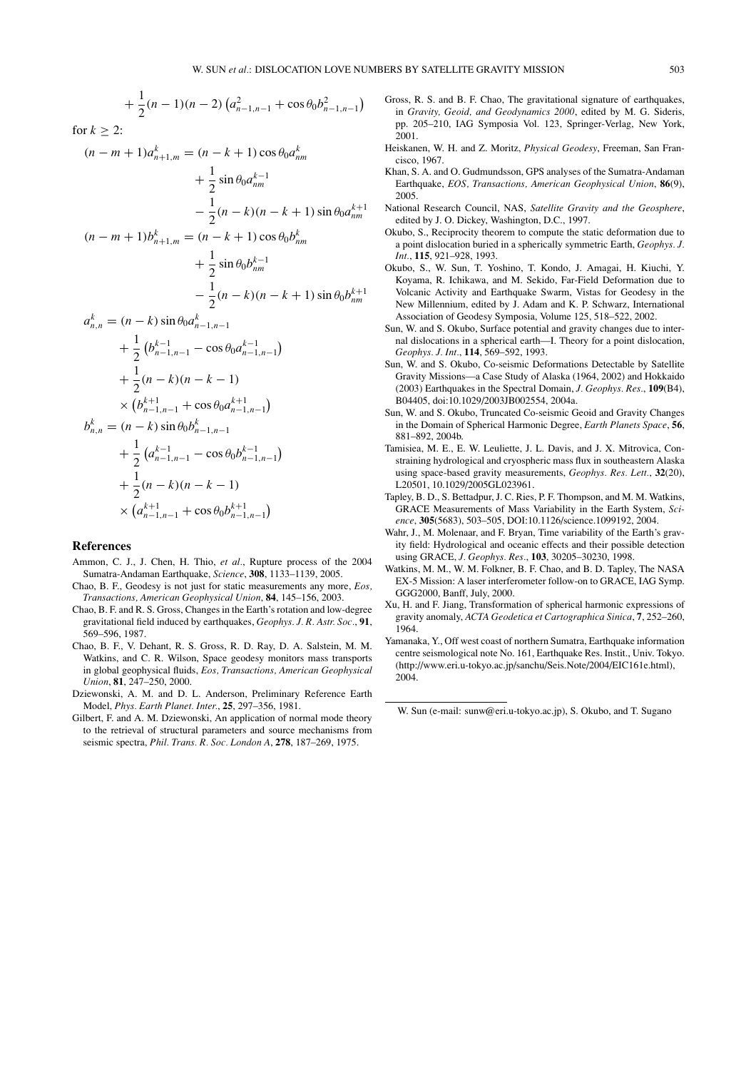$$+\frac{1}{2}(n-1)(n-2)\left(a^2_{n-1,n-1}+\cos\theta_0 b^2_{n-1,n-1}\right)$$

for $k \geq 2$:

$$(n-m+1)a^k_{n+1,m} = (n-k+1)\cos\theta_0 a^k_{nm} + \frac{1}{2}\sin\theta_0 a^{k-1}_{nm} - \frac{1}{2}(n-k)(n-k+1)\sin\theta_0 a^{k+1}_{nm}$$

$$(n-m+1)b^k_{n+1,m} = (n-k+1)\cos\theta_0 b^k_{nm} + \frac{1}{2}\sin\theta_0 b^{k-1}_{nm} - \frac{1}{2}(n-k)(n-k+1)\sin\theta_0 b^{k+1}_{nm}$$

$$a^k_{n,n} = (n-k)\sin\theta_0 a^k_{n-1,n-1} + \frac{1}{2}\left(b^{k-1}_{n-1,n-1} - \cos\theta_0 a^{k-1}_{n-1,n-1}\right) + \frac{1}{2}(n-k)(n-k-1) \times \left(b^{k+1}_{n-1,n-1} + \cos\theta_0 a^{k+1}_{n-1,n-1}\right)$$

$$b^k_{n,n} = (n-k)\sin\theta_0 b^k_{n-1,n-1} + \frac{1}{2}\left(a^{k-1}_{n-1,n-1} - \cos\theta_0 b^{k-1}_{n-1,n-1}\right) + \frac{1}{2}(n-k)(n-k-1) \times \left(a^{k+1}_{n-1,n-1} + \cos\theta_0 b^{k+1}_{n-1,n-1}\right)$$

## References

Ammon, C. J., J. Chen, H. Thio, *et al*., Rupture process of the 2004 Sumatra-Andaman Earthquake, *Science*, **308**, 1133–1139, 2005.

Chao, B. F., Geodesy is not just for static measurements any more, *Eos, Transactions, American Geophysical Union*, **84**, 145–156, 2003.

Chao, B. F. and R. S. Gross, Changes in the Earth's rotation and low-degree gravitational field induced by earthquakes, *Geophys. J. R. Astr. Soc*., **91**, 569–596, 1987.

Chao, B. F., V. Dehant, R. S. Gross, R. D. Ray, D. A. Salstein, M. M. Watkins, and C. R. Wilson, Space geodesy monitors mass transports in global geophysical fluids, *Eos, Transactions, American Geophysical Union*, **81**, 247–250, 2000.

Dziewonski, A. M. and D. L. Anderson, Preliminary Reference Earth Model, *Phys. Earth Planet. Inter*., **25**, 297–356, 1981.

Gilbert, F. and A. M. Dziewonski, An application of normal mode theory to the retrieval of structural parameters and source mechanisms from seismic spectra, *Phil. Trans. R. Soc. London A*, **278**, 187–269, 1975.

Gross, R. S. and B. F. Chao, The gravitational signature of earthquakes, in *Gravity, Geoid, and Geodynamics 2000*, edited by M. G. Sideris, pp. 205–210, IAG Symposia Vol. 123, Springer-Verlag, New York, 2001.

Heiskanen, W. H. and Z. Moritz, *Physical Geodesy*, Freeman, San Francisco, 1967.

Khan, S. A. and O. Gudmundsson, GPS analyses of the Sumatra-Andaman Earthquake, *EOS, Transactions, American Geophysical Union*, **86**(9), 2005.

National Research Council, NAS, *Satellite Gravity and the Geosphere*, edited by J. O. Dickey, Washington, D.C., 1997.

Okubo, S., Reciprocity theorem to compute the static deformation due to a point dislocation buried in a spherically symmetric Earth, *Geophys. J. Int*., **115**, 921–928, 1993.

Okubo, S., W. Sun, T. Yoshino, T. Kondo, J. Amagai, H. Kiuchi, Y. Koyama, R. Ichikawa, and M. Sekido, Far-Field Deformation due to Volcanic Activity and Earthquake Swarm, Vistas for Geodesy in the New Millennium, edited by J. Adam and K. P. Schwarz, International Association of Geodesy Symposia, Volume 125, 518–522, 2002.

Sun, W. and S. Okubo, Surface potential and gravity changes due to internal dislocations in a spherical earth—I. Theory for a point dislocation, *Geophys. J. Int*., **114**, 569–592, 1993.

Sun, W. and S. Okubo, Co-seismic Deformations Detectable by Satellite Gravity Missions—a Case Study of Alaska (1964, 2002) and Hokkaido (2003) Earthquakes in the Spectral Domain, *J. Geophys. Res*., **109**(B4), B04405, doi:10.1029/2003JB002554, 2004a.

Sun, W. and S. Okubo, Truncated Co-seismic Geoid and Gravity Changes in the Domain of Spherical Harmonic Degree, *Earth Planets Space*, **56**, 881–892, 2004b.

Tamisiea, M. E., E. W. Leuliette, J. L. Davis, and J. X. Mitrovica, Constraining hydrological and cryospheric mass flux in southeastern Alaska using space-based gravity measurements, *Geophys. Res. Lett*., **32**(20), L20501, 10.1029/2005GL023961.

Tapley, B. D., S. Bettadpur, J. C. Ries, P. F. Thompson, and M. M. Watkins, GRACE Measurements of Mass Variability in the Earth System, *Science*, **305**(5683), 503–505, DOI:10.1126/science.1099192, 2004.

Wahr, J., M. Molenaar, and F. Bryan, Time variability of the Earth's gravity field: Hydrological and oceanic effects and their possible detection using GRACE, *J. Geophys. Res*., **103**, 30205–30230, 1998.

Watkins, M. M., W. M. Folkner, B. F. Chao, and B. D. Tapley, The NASA EX-5 Mission: A laser interferometer follow-on to GRACE, IAG Symp. GGG2000, Banff, July, 2000.

Xu, H. and F. Jiang, Transformation of spherical harmonic expressions of gravity anomaly, *ACTA Geodetica et Cartographica Sinica*, **7**, 252–260, 1964.

Yamanaka, Y., Off west coast of northern Sumatra, Earthquake information centre seismological note No. 161, Earthquake Res. Instit., Univ. Tokyo. (http://www.eri.u-tokyo.ac.jp/sanchu/Seis.Note/2004/EIC161e.html), 2004.

---

W. Sun (e-mail: sunw@eri.u-tokyo.ac.jp), S. Okubo, and T. Sugano